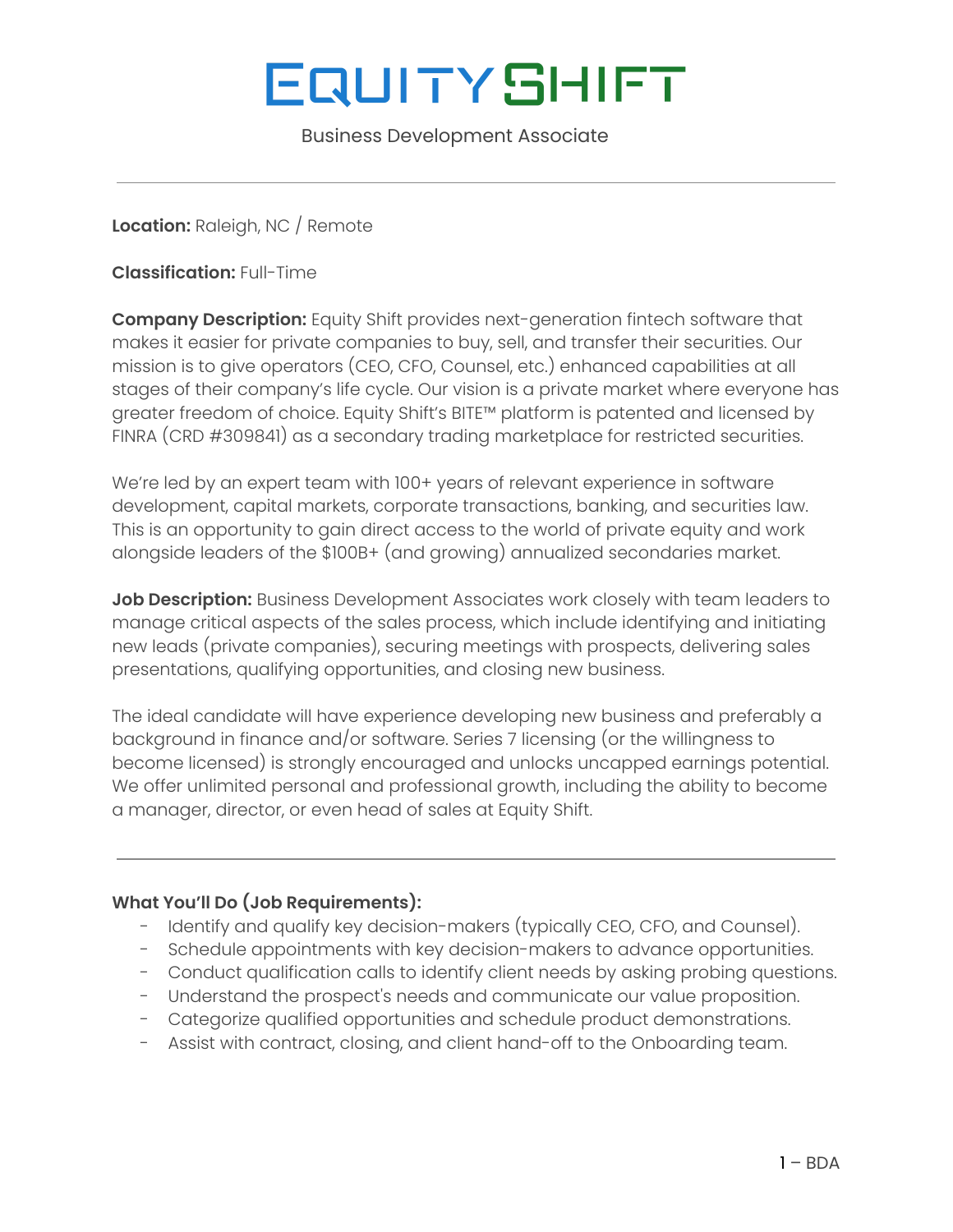# EQUITY SHIFT

Business Development Associate

---

**Location:** Raleigh, NC / Remote

**Classification:** Full-Time

**Company Description:** Equity Shift provides next-generation fintech software that makes it easier for private companies to buy, sell, and transfer their securities. Our mission is to give operators (CEO, CFO, Counsel, etc.) enhanced capabilities at all stages of their company's life cycle. Our vision is a private market where everyone has greater freedom of choice. Equity Shift's BITE™ platform is patented and licensed by FINRA (CRD #309841) as a secondary trading marketplace for restricted securities.

We're led by an expert team with 100+ years of relevant experience in software development, capital markets, corporate transactions, banking, and securities law. This is an opportunity to gain direct access to the world of private equity and work alongside leaders of the $100B+ (and growing) annualized secondaries market.

**Job Description:** Business Development Associates work closely with team leaders to manage critical aspects of the sales process, which include identifying and initiating new leads (private companies), securing meetings with prospects, delivering sales presentations, qualifying opportunities, and closing new business.

The ideal candidate will have experience developing new business and preferably a background in finance and/or software. Series 7 licensing (or the willingness to become licensed) is strongly encouraged and unlocks uncapped earnings potential. We offer unlimited personal and professional growth, including the ability to become a manager, director, or even head of sales at Equity Shift.

---

**What You'll Do (Job Requirements):**

- Identify and qualify key decision-makers (typically CEO, CFO, and Counsel).
- Schedule appointments with key decision-makers to advance opportunities.
- Conduct qualification calls to identify client needs by asking probing questions.
- Understand the prospect's needs and communicate our value proposition.
- Categorize qualified opportunities and schedule product demonstrations.
- Assist with contract, closing, and client hand-off to the Onboarding team.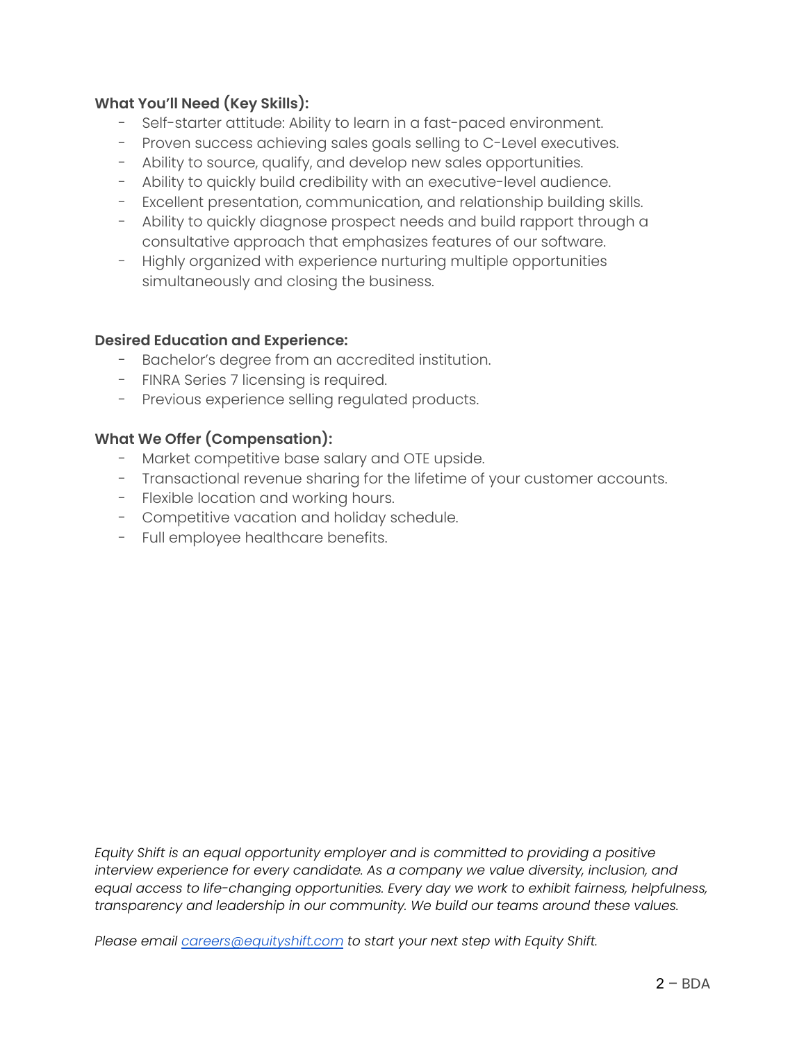**What You'll Need (Key Skills):**

- Self-starter attitude: Ability to learn in a fast-paced environment.
- Proven success achieving sales goals selling to C-Level executives.
- Ability to source, qualify, and develop new sales opportunities.
- Ability to quickly build credibility with an executive-level audience.
- Excellent presentation, communication, and relationship building skills.
- Ability to quickly diagnose prospect needs and build rapport through a consultative approach that emphasizes features of our software.
- Highly organized with experience nurturing multiple opportunities simultaneously and closing the business.

**Desired Education and Experience:**

- Bachelor's degree from an accredited institution.
- FINRA Series 7 licensing is required.
- Previous experience selling regulated products.

**What We Offer (Compensation):**

- Market competitive base salary and OTE upside.
- Transactional revenue sharing for the lifetime of your customer accounts.
- Flexible location and working hours.
- Competitive vacation and holiday schedule.
- Full employee healthcare benefits.

*Equity Shift is an equal opportunity employer and is committed to providing a positive interview experience for every candidate. As a company we value diversity, inclusion, and equal access to life-changing opportunities. Every day we work to exhibit fairness, helpfulness, transparency and leadership in our community. We build our teams around these values.*

*Please email [careers@equityshift.com](mailto:careers@equityshift.com) to start your next step with Equity Shift.*